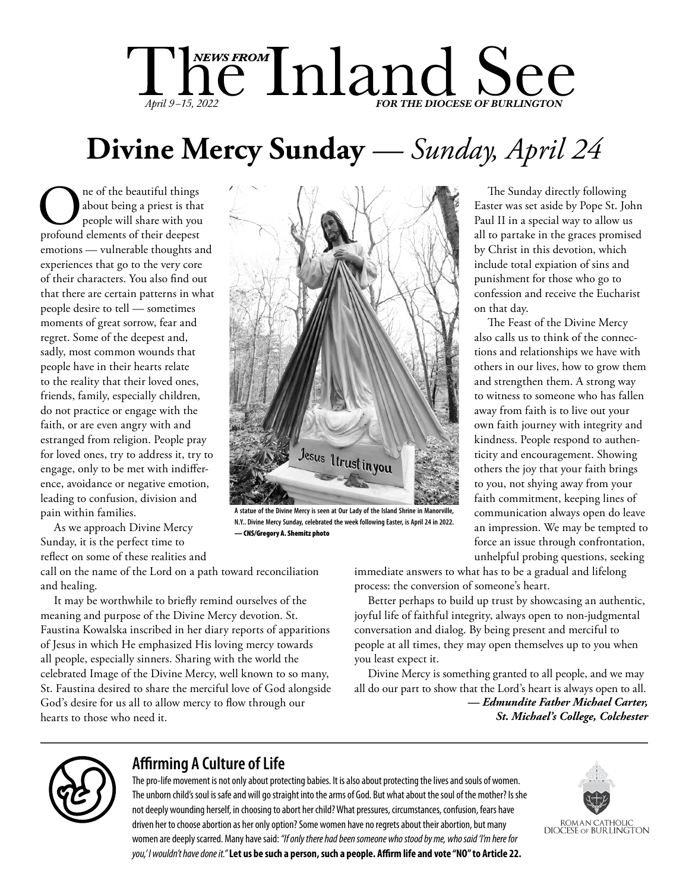# The Inland See

**NEWS FROM** *The Inland See* — *April 9–15, 2022* — ***FOR THE DIOCESE OF BURLINGTON***

## Divine Mercy Sunday — *Sunday, April 24*

One of the beautiful things about being a priest is that people will share with you profound elements of their deepest emotions — vulnerable thoughts and experiences that go to the very core of their characters. You also find out that there are certain patterns in what people desire to tell — sometimes moments of great sorrow, fear and regret. Some of the deepest and, sadly, most common wounds that people have in their hearts relate to the reality that their loved ones, friends, family, especially children, do not practice or engage with the faith, or are even angry with and estranged from religion. People pray for loved ones, try to address it, try to engage, only to be met with indifference, avoidance or negative emotion, leading to confusion, division and pain within families.

As we approach Divine Mercy Sunday, it is the perfect time to reflect on some of these realities and call on the name of the Lord on a path toward reconciliation and healing.

It may be worthwhile to briefly remind ourselves of the meaning and purpose of the Divine Mercy devotion. St. Faustina Kowalska inscribed in her diary reports of apparitions of Jesus in which He emphasized His loving mercy towards all people, especially sinners. Sharing with the world the celebrated Image of the Divine Mercy, well known to so many, St. Faustina desired to share the merciful love of God alongside God's desire for us all to allow mercy to flow through our hearts to those who need it.

A statue of the Divine Mercy is seen at Our Lady of the Island Shrine in Manorville, N.Y.. Divine Mercy Sunday, celebrated the week following Easter, is April 24 in 2022. — CNS/Gregory A. Shemitz photo

The Sunday directly following Easter was set aside by Pope St. John Paul II in a special way to allow us all to partake in the graces promised by Christ in this devotion, which include total expiation of sins and punishment for those who go to confession and receive the Eucharist on that day.

The Feast of the Divine Mercy also calls us to think of the connections and relationships we have with others in our lives, how to grow them and strengthen them. A strong way to witness to someone who has fallen away from faith is to live out your own faith journey with integrity and kindness. People respond to authenticity and encouragement. Showing others the joy that your faith brings to you, not shying away from your faith commitment, keeping lines of communication always open do leave an impression. We may be tempted to force an issue through confrontation, unhelpful probing questions, seeking immediate answers to what has to be a gradual and lifelong process: the conversion of someone's heart.

Better perhaps to build up trust by showcasing an authentic, joyful life of faithful integrity, always open to non-judgmental conversation and dialog. By being present and merciful to people at all times, they may open themselves up to you when you least expect it.

Divine Mercy is something granted to all people, and we may all do our part to show that the Lord's heart is always open to all.

***— Edmundite Father Michael Carter, St. Michael's College, Colchester***

---

### Affirming A Culture of Life

The pro-life movement is not only about protecting babies. It is also about protecting the lives and souls of women. The unborn child's soul is safe and will go straight into the arms of God. But what about the soul of the mother? Is she not deeply wounding herself, in choosing to abort her child? What pressures, circumstances, confusion, fears have driven her to choose abortion as her only option? Some women have no regrets about their abortion, but many women are deeply scarred. Many have said: *"If only there had been someone who stood by me, who said 'I'm here for you,' I wouldn't have done it."* **Let us be such a person, such a people. Affirm life and vote "NO" to Article 22.**

ROMAN CATHOLIC DIOCESE OF BURLINGTON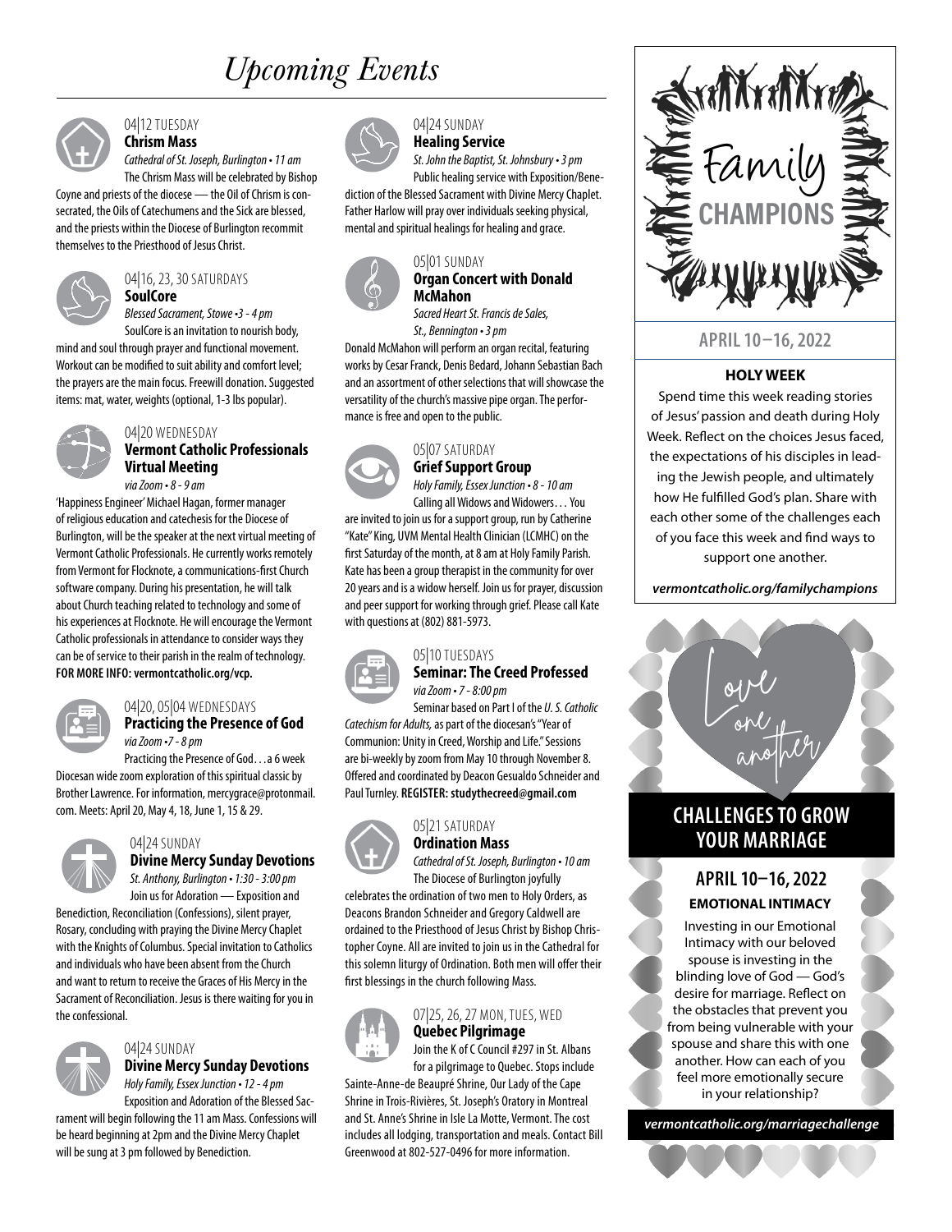# *Upcoming Events*

04|12 TUESDAY
### Chrism Mass
*Cathedral of St. Joseph, Burlington • 11 am*
The Chrism Mass will be celebrated by Bishop Coyne and priests of the diocese — the Oil of Chrism is consecrated, the Oils of Catechumens and the Sick are blessed, and the priests within the Diocese of Burlington recommit themselves to the Priesthood of Jesus Christ.

04|16, 23, 30 SATURDAYS
### SoulCore
*Blessed Sacrament, Stowe •3 - 4 pm*
SoulCore is an invitation to nourish body, mind and soul through prayer and functional movement. Workout can be modified to suit ability and comfort level; the prayers are the main focus. Freewill donation. Suggested items: mat, water, weights (optional, 1-3 lbs popular).

04|20 WEDNESDAY
### Vermont Catholic Professionals Virtual Meeting
*via Zoom • 8 - 9 am*
'Happiness Engineer' Michael Hagan, former manager of religious education and catechesis for the Diocese of Burlington, will be the speaker at the next virtual meeting of Vermont Catholic Professionals. He currently works remotely from Vermont for Flocknote, a communications-first Church software company. During his presentation, he will talk about Church teaching related to technology and some of his experiences at Flocknote. He will encourage the Vermont Catholic professionals in attendance to consider ways they can be of service to their parish in the realm of technology. **FOR MORE INFO: vermontcatholic.org/vcp.**

04|20, 05|04 WEDNESDAYS
### Practicing the Presence of God
*via Zoom •7 - 8 pm*
Practicing the Presence of God…a 6 week Diocesan wide zoom exploration of this spiritual classic by Brother Lawrence. For information, mercygrace@protonmail.com. Meets: April 20, May 4, 18, June 1, 15 & 29.

04|24 SUNDAY
### Divine Mercy Sunday Devotions
*St. Anthony, Burlington • 1:30 - 3:00 pm*
Join us for Adoration — Exposition and Benediction, Reconciliation (Confessions), silent prayer, Rosary, concluding with praying the Divine Mercy Chaplet with the Knights of Columbus. Special invitation to Catholics and individuals who have been absent from the Church and want to return to receive the Graces of His Mercy in the Sacrament of Reconciliation. Jesus is there waiting for you in the confessional.

04|24 SUNDAY
### Divine Mercy Sunday Devotions
*Holy Family, Essex Junction • 12 - 4 pm*
Exposition and Adoration of the Blessed Sacrament will begin following the 11 am Mass. Confessions will be heard beginning at 2pm and the Divine Mercy Chaplet will be sung at 3 pm followed by Benediction.

04|24 SUNDAY
### Healing Service
*St. John the Baptist, St. Johnsbury • 3 pm*
Public healing service with Exposition/Benediction of the Blessed Sacrament with Divine Mercy Chaplet. Father Harlow will pray over individuals seeking physical, mental and spiritual healings for healing and grace.

05|01 SUNDAY
### Organ Concert with Donald McMahon
*Sacred Heart St. Francis de Sales, St., Bennington • 3 pm*
Donald McMahon will perform an organ recital, featuring works by Cesar Franck, Denis Bedard, Johann Sebastian Bach and an assortment of other selections that will showcase the versatility of the church's massive pipe organ. The performance is free and open to the public.

05|07 SATURDAY
### Grief Support Group
*Holy Family, Essex Junction • 8 - 10 am*
Calling all Widows and Widowers… You are invited to join us for a support group, run by Catherine "Kate" King, UVM Mental Health Clinician (LCMHC) on the first Saturday of the month, at 8 am at Holy Family Parish. Kate has been a group therapist in the community for over 20 years and is a widow herself. Join us for prayer, discussion and peer support for working through grief. Please call Kate with questions at (802) 881-5973.

05|10 TUESDAYS
### Seminar: The Creed Professed
*via Zoom • 7 - 8:00 pm*
Seminar based on Part I of the *U. S. Catholic Catechism for Adults,* as part of the diocesan's "Year of Communion: Unity in Creed, Worship and Life." Sessions are bi-weekly by zoom from May 10 through November 8. Offered and coordinated by Deacon Gesualdo Schneider and Paul Turnley. **REGISTER: studythecreed@gmail.com**

05|21 SATURDAY
### Ordination Mass
*Cathedral of St. Joseph, Burlington • 10 am*
The Diocese of Burlington joyfully celebrates the ordination of two men to Holy Orders, as Deacons Brandon Schneider and Gregory Caldwell are ordained to the Priesthood of Jesus Christ by Bishop Christopher Coyne. All are invited to join us in the Cathedral for this solemn liturgy of Ordination. Both men will offer their first blessings in the church following Mass.

07|25, 26, 27 MON, TUES, WED
### Quebec Pilgrimage
Join the K of C Council #297 in St. Albans for a pilgrimage to Quebec. Stops include Sainte-Anne-de Beaupré Shrine, Our Lady of the Cape Shrine in Trois-Rivières, St. Joseph's Oratory in Montreal and St. Anne's Shrine in Isle La Motte, Vermont. The cost includes all lodging, transportation and meals. Contact Bill Greenwood at 802-527-0496 for more information.

---

## Family CHAMPIONS

**APRIL 10–16, 2022**

**HOLY WEEK**

Spend time this week reading stories of Jesus' passion and death during Holy Week. Reflect on the choices Jesus faced, the expectations of his disciples in leading the Jewish people, and ultimately how He fulfilled God's plan. Share with each other some of the challenges each of you face this week and find ways to support one another.

***vermontcatholic.org/familychampions***

---

Love one another

## CHALLENGES TO GROW YOUR MARRIAGE

**APRIL 10–16, 2022**

**EMOTIONAL INTIMACY**

Investing in our Emotional Intimacy with our beloved spouse is investing in the blinding love of God — God's desire for marriage. Reflect on the obstacles that prevent you from being vulnerable with your spouse and share this with one another. How can each of you feel more emotionally secure in your relationship?

***vermontcatholic.org/marriagechallenge***